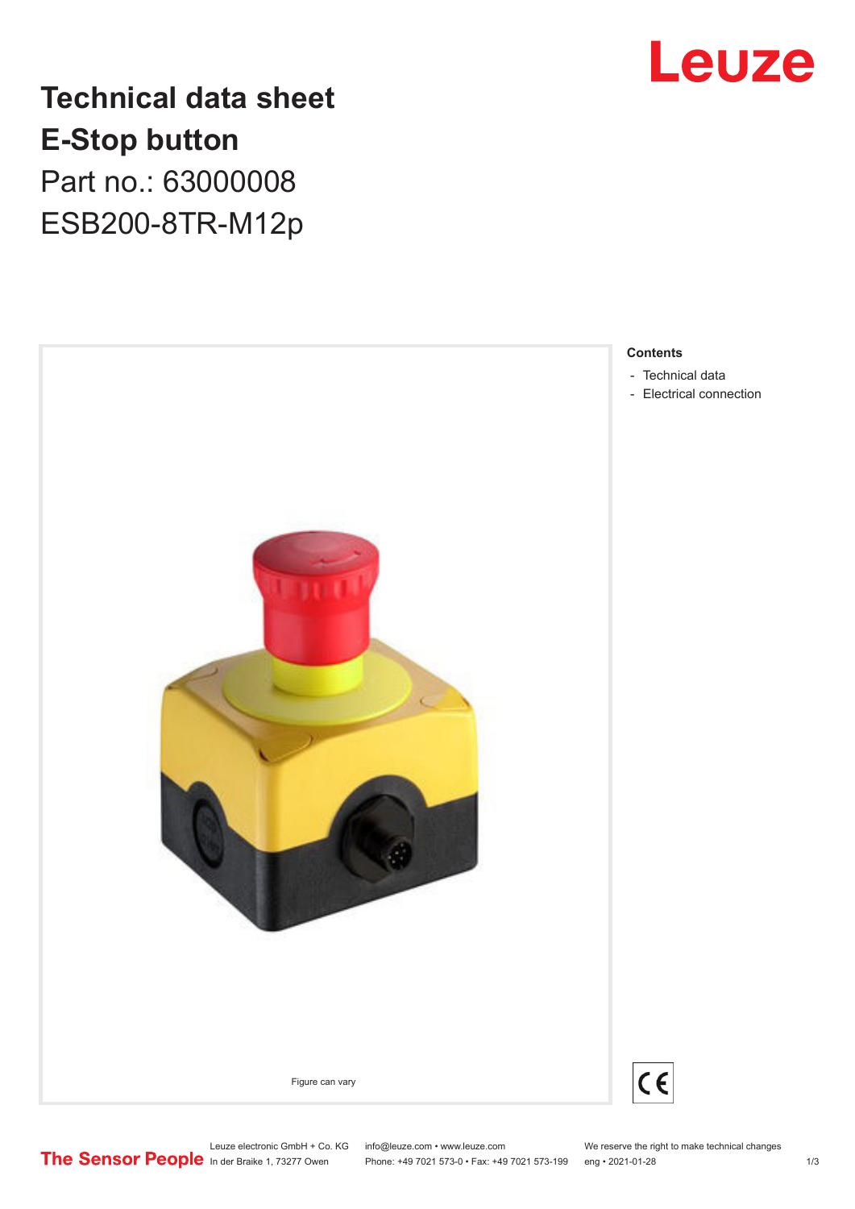# Technical data sheet
# E-Stop button

## Part no.: 63000008

## ESB200-8TR-M12p

Figure can vary

**Contents**

- Technical data
- Electrical connection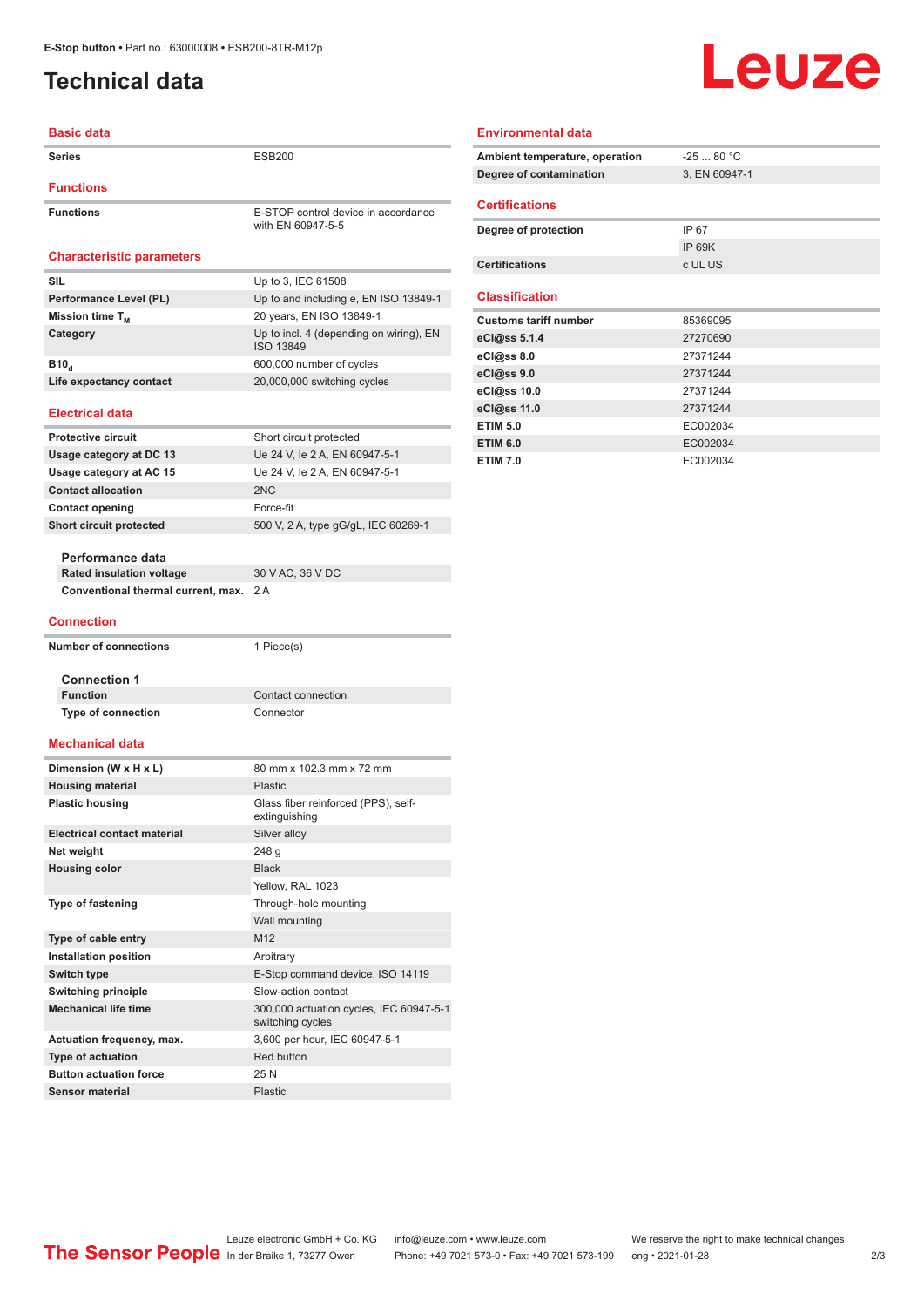E-Stop button • Part no.: 63000008 • ESB200-8TR-M12p

# Technical data

## Basic data

| | |
|---|---|
| Series | ESB200 |

## Functions

| | |
|---|---|
| Functions | E-STOP control device in accordance with EN 60947-5-5 |

## Characteristic parameters

| | |
|---|---|
| SIL | Up to 3, IEC 61508 |
| Performance Level (PL) | Up to and including e, EN ISO 13849-1 |
| Mission time $T_M$ | 20 years, EN ISO 13849-1 |
| Category | Up to incl. 4 (depending on wiring), EN ISO 13849 |
| $B10_d$ | 600,000 number of cycles |
| Life expectancy contact | 20,000,000 switching cycles |

## Electrical data

| | |
|---|---|
| Protective circuit | Short circuit protected |
| Usage category at DC 13 | Ue 24 V, Ie 2 A, EN 60947-5-1 |
| Usage category at AC 15 | Ue 24 V, Ie 2 A, EN 60947-5-1 |
| Contact allocation | 2NC |
| Contact opening | Force-fit |
| Short circuit protected | 500 V, 2 A, type gG/gL, IEC 60269-1 |

### Performance data

| | |
|---|---|
| Rated insulation voltage | 30 V AC, 36 V DC |
| Conventional thermal current, max. | 2 A |

## Connection

| | |
|---|---|
| Number of connections | 1 Piece(s) |

### Connection 1

| | |
|---|---|
| Function | Contact connection |
| Type of connection | Connector |

## Mechanical data

| | |
|---|---|
| Dimension (W x H x L) | 80 mm x 102.3 mm x 72 mm |
| Housing material | Plastic |
| Plastic housing | Glass fiber reinforced (PPS), self-extinguishing |
| Electrical contact material | Silver alloy |
| Net weight | 248 g |
| Housing color | Black |
| | Yellow, RAL 1023 |
| Type of fastening | Through-hole mounting |
| | Wall mounting |
| Type of cable entry | M12 |
| Installation position | Arbitrary |
| Switch type | E-Stop command device, ISO 14119 |
| Switching principle | Slow-action contact |
| Mechanical life time | 300,000 actuation cycles, IEC 60947-5-1 switching cycles |
| Actuation frequency, max. | 3,600 per hour, IEC 60947-5-1 |
| Type of actuation | Red button |
| Button actuation force | 25 N |
| Sensor material | Plastic |

## Environmental data

| | |
|---|---|
| Ambient temperature, operation | -25 ... 80 °C |
| Degree of contamination | 3, EN 60947-1 |

## Certifications

| | |
|---|---|
| Degree of protection | IP 67 |
| | IP 69K |
| Certifications | c UL US |

## Classification

| | |
|---|---|
| Customs tariff number | 85369095 |
| eCl@ss 5.1.4 | 27270690 |
| eCl@ss 8.0 | 27371244 |
| eCl@ss 9.0 | 27371244 |
| eCl@ss 10.0 | 27371244 |
| eCl@ss 11.0 | 27371244 |
| ETIM 5.0 | EC002034 |
| ETIM 6.0 | EC002034 |
| ETIM 7.0 | EC002034 |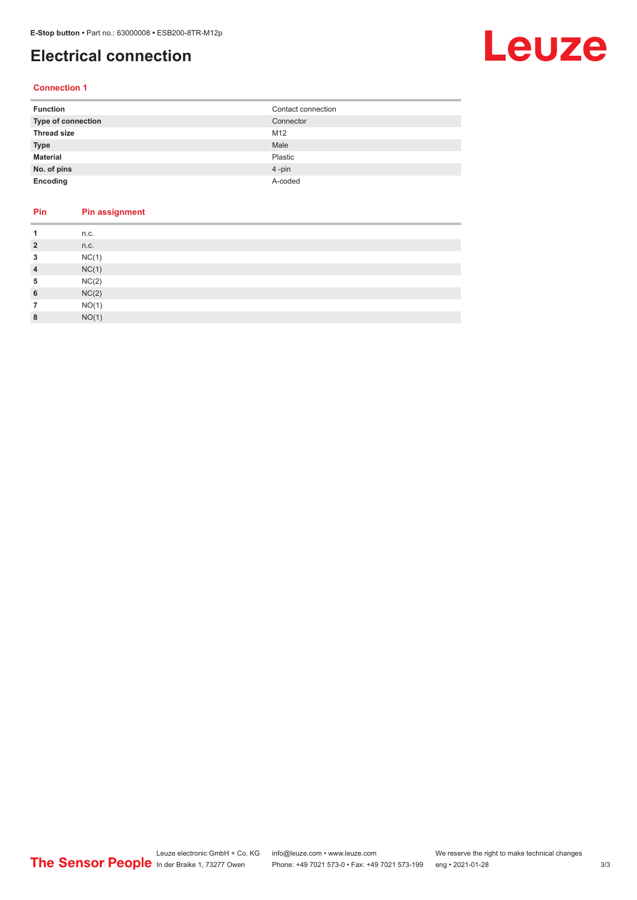# Electrical connection

### Connection 1

| | |
|---|---|
| **Function** | Contact connection |
| **Type of connection** | Connector |
| **Thread size** | M12 |
| **Type** | Male |
| **Material** | Plastic |
| **No. of pins** | 4 -pin |
| **Encoding** | A-coded |

| Pin | Pin assignment |
|---|---|
| **1** | n.c. |
| **2** | n.c. |
| **3** | NC(1) |
| **4** | NC(1) |
| **5** | NC(2) |
| **6** | NC(2) |
| **7** | NO(1) |
| **8** | NO(1) |